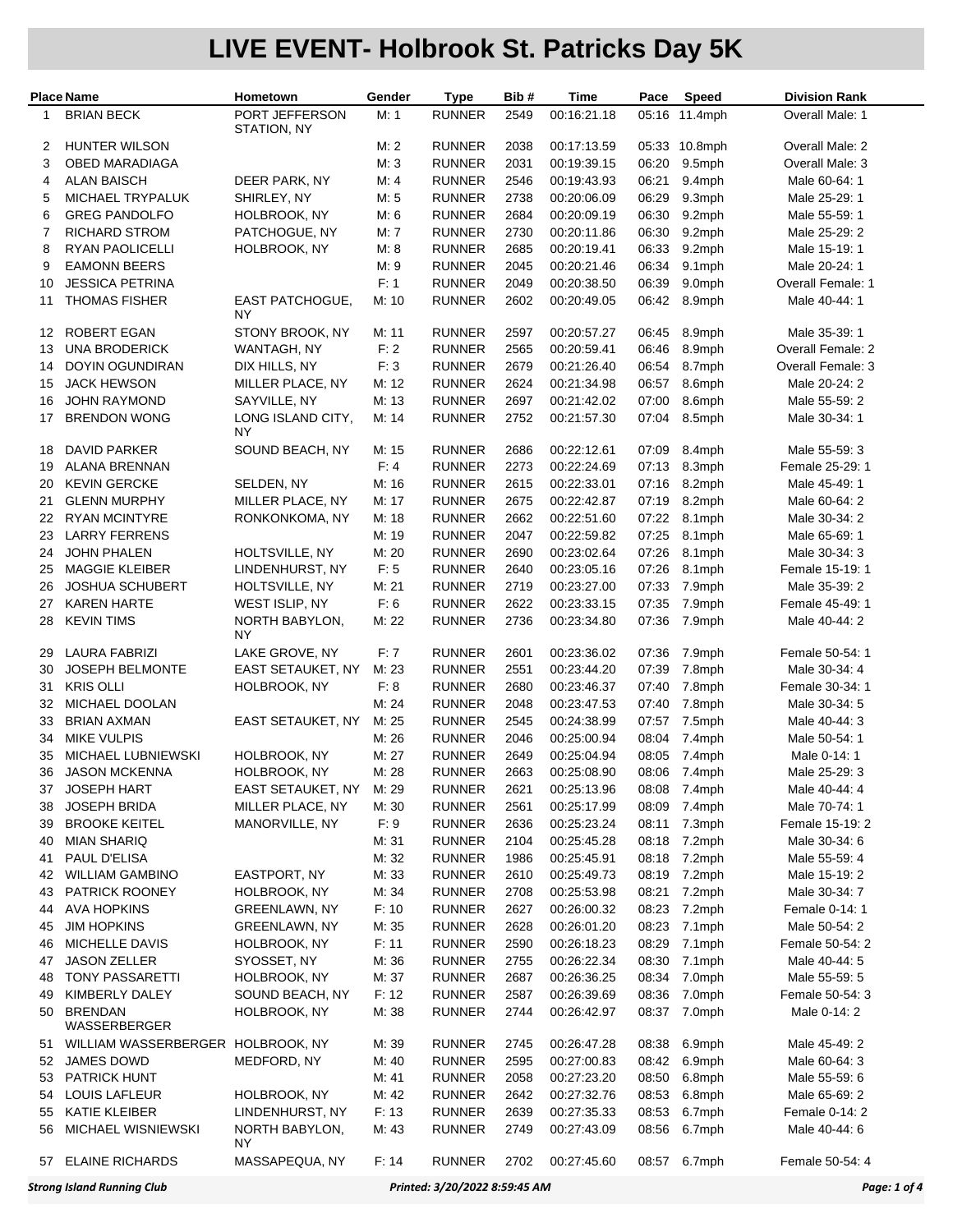# LIVE EVENT- Holbrook St. Patricks Day 5K

| Place | Name | Hometown | Gender | Type | Bib # | Time | Pace | Speed | Division Rank |
|---|---|---|---|---|---|---|---|---|---|
| 1 | BRIAN BECK | PORT JEFFERSON STATION, NY | M: 1 | RUNNER | 2549 | 00:16:21.18 | 05:16 | 11.4mph | Overall Male: 1 |
| 2 | HUNTER WILSON | | M: 2 | RUNNER | 2038 | 00:17:13.59 | 05:33 | 10.8mph | Overall Male: 2 |
| 3 | OBED MARADIAGA | | M: 3 | RUNNER | 2031 | 00:19:39.15 | 06:20 | 9.5mph | Overall Male: 3 |
| 4 | ALAN BAISCH | DEER PARK, NY | M: 4 | RUNNER | 2546 | 00:19:43.93 | 06:21 | 9.4mph | Male 60-64: 1 |
| 5 | MICHAEL TRYPALUK | SHIRLEY, NY | M: 5 | RUNNER | 2738 | 00:20:06.09 | 06:29 | 9.3mph | Male 25-29: 1 |
| 6 | GREG PANDOLFO | HOLBROOK, NY | M: 6 | RUNNER | 2684 | 00:20:09.19 | 06:30 | 9.2mph | Male 55-59: 1 |
| 7 | RICHARD STROM | PATCHOGUE, NY | M: 7 | RUNNER | 2730 | 00:20:11.86 | 06:30 | 9.2mph | Male 25-29: 2 |
| 8 | RYAN PAOLICELLI | HOLBROOK, NY | M: 8 | RUNNER | 2685 | 00:20:19.41 | 06:33 | 9.2mph | Male 15-19: 1 |
| 9 | EAMONN BEERS | | M: 9 | RUNNER | 2045 | 00:20:21.46 | 06:34 | 9.1mph | Male 20-24: 1 |
| 10 | JESSICA PETRINA | | F: 1 | RUNNER | 2049 | 00:20:38.50 | 06:39 | 9.0mph | Overall Female: 1 |
| 11 | THOMAS FISHER | EAST PATCHOGUE, NY | M: 10 | RUNNER | 2602 | 00:20:49.05 | 06:42 | 8.9mph | Male 40-44: 1 |
| 12 | ROBERT EGAN | STONY BROOK, NY | M: 11 | RUNNER | 2597 | 00:20:57.27 | 06:45 | 8.9mph | Male 35-39: 1 |
| 13 | UNA BRODERICK | WANTAGH, NY | F: 2 | RUNNER | 2565 | 00:20:59.41 | 06:46 | 8.9mph | Overall Female: 2 |
| 14 | DOYIN OGUNDIRAN | DIX HILLS, NY | F: 3 | RUNNER | 2679 | 00:21:26.40 | 06:54 | 8.7mph | Overall Female: 3 |
| 15 | JACK HEWSON | MILLER PLACE, NY | M: 12 | RUNNER | 2624 | 00:21:34.98 | 06:57 | 8.6mph | Male 20-24: 2 |
| 16 | JOHN RAYMOND | SAYVILLE, NY | M: 13 | RUNNER | 2697 | 00:21:42.02 | 07:00 | 8.6mph | Male 55-59: 2 |
| 17 | BRENDON WONG | LONG ISLAND CITY, NY | M: 14 | RUNNER | 2752 | 00:21:57.30 | 07:04 | 8.5mph | Male 30-34: 1 |
| 18 | DAVID PARKER | SOUND BEACH, NY | M: 15 | RUNNER | 2686 | 00:22:12.61 | 07:09 | 8.4mph | Male 55-59: 3 |
| 19 | ALANA BRENNAN | | F: 4 | RUNNER | 2273 | 00:22:24.69 | 07:13 | 8.3mph | Female 25-29: 1 |
| 20 | KEVIN GERCKE | SELDEN, NY | M: 16 | RUNNER | 2615 | 00:22:33.01 | 07:16 | 8.2mph | Male 45-49: 1 |
| 21 | GLENN MURPHY | MILLER PLACE, NY | M: 17 | RUNNER | 2675 | 00:22:42.87 | 07:19 | 8.2mph | Male 60-64: 2 |
| 22 | RYAN MCINTYRE | RONKONKOMA, NY | M: 18 | RUNNER | 2662 | 00:22:51.60 | 07:22 | 8.1mph | Male 30-34: 2 |
| 23 | LARRY FERRENS | | M: 19 | RUNNER | 2047 | 00:22:59.82 | 07:25 | 8.1mph | Male 65-69: 1 |
| 24 | JOHN PHALEN | HOLTSVILLE, NY | M: 20 | RUNNER | 2690 | 00:23:02.64 | 07:26 | 8.1mph | Male 30-34: 3 |
| 25 | MAGGIE KLEIBER | LINDENHURST, NY | F: 5 | RUNNER | 2640 | 00:23:05.16 | 07:26 | 8.1mph | Female 15-19: 1 |
| 26 | JOSHUA SCHUBERT | HOLTSVILLE, NY | M: 21 | RUNNER | 2719 | 00:23:27.00 | 07:33 | 7.9mph | Male 35-39: 2 |
| 27 | KAREN HARTE | WEST ISLIP, NY | F: 6 | RUNNER | 2622 | 00:23:33.15 | 07:35 | 7.9mph | Female 45-49: 1 |
| 28 | KEVIN TIMS | NORTH BABYLON, NY | M: 22 | RUNNER | 2736 | 00:23:34.80 | 07:36 | 7.9mph | Male 40-44: 2 |
| 29 | LAURA FABRIZI | LAKE GROVE, NY | F: 7 | RUNNER | 2601 | 00:23:36.02 | 07:36 | 7.9mph | Female 50-54: 1 |
| 30 | JOSEPH BELMONTE | EAST SETAUKET, NY | M: 23 | RUNNER | 2551 | 00:23:44.20 | 07:39 | 7.8mph | Male 30-34: 4 |
| 31 | KRIS OLLI | HOLBROOK, NY | F: 8 | RUNNER | 2680 | 00:23:46.37 | 07:40 | 7.8mph | Female 30-34: 1 |
| 32 | MICHAEL DOOLAN | | M: 24 | RUNNER | 2048 | 00:23:47.53 | 07:40 | 7.8mph | Male 30-34: 5 |
| 33 | BRIAN AXMAN | EAST SETAUKET, NY | M: 25 | RUNNER | 2545 | 00:24:38.99 | 07:57 | 7.5mph | Male 40-44: 3 |
| 34 | MIKE VULPIS | | M: 26 | RUNNER | 2046 | 00:25:00.94 | 08:04 | 7.4mph | Male 50-54: 1 |
| 35 | MICHAEL LUBNIEWSKI | HOLBROOK, NY | M: 27 | RUNNER | 2649 | 00:25:04.94 | 08:05 | 7.4mph | Male 0-14: 1 |
| 36 | JASON MCKENNA | HOLBROOK, NY | M: 28 | RUNNER | 2663 | 00:25:08.90 | 08:06 | 7.4mph | Male 25-29: 3 |
| 37 | JOSEPH HART | EAST SETAUKET, NY | M: 29 | RUNNER | 2621 | 00:25:13.96 | 08:08 | 7.4mph | Male 40-44: 4 |
| 38 | JOSEPH BRIDA | MILLER PLACE, NY | M: 30 | RUNNER | 2561 | 00:25:17.99 | 08:09 | 7.4mph | Male 70-74: 1 |
| 39 | BROOKE KEITEL | MANORVILLE, NY | F: 9 | RUNNER | 2636 | 00:25:23.24 | 08:11 | 7.3mph | Female 15-19: 2 |
| 40 | MIAN SHARIQ | | M: 31 | RUNNER | 2104 | 00:25:45.28 | 08:18 | 7.2mph | Male 30-34: 6 |
| 41 | PAUL D'ELISA | | M: 32 | RUNNER | 1986 | 00:25:45.91 | 08:18 | 7.2mph | Male 55-59: 4 |
| 42 | WILLIAM GAMBINO | EASTPORT, NY | M: 33 | RUNNER | 2610 | 00:25:49.73 | 08:19 | 7.2mph | Male 15-19: 2 |
| 43 | PATRICK ROONEY | HOLBROOK, NY | M: 34 | RUNNER | 2708 | 00:25:53.98 | 08:21 | 7.2mph | Male 30-34: 7 |
| 44 | AVA HOPKINS | GREENLAWN, NY | F: 10 | RUNNER | 2627 | 00:26:00.32 | 08:23 | 7.2mph | Female 0-14: 1 |
| 45 | JIM HOPKINS | GREENLAWN, NY | M: 35 | RUNNER | 2628 | 00:26:01.20 | 08:23 | 7.1mph | Male 50-54: 2 |
| 46 | MICHELLE DAVIS | HOLBROOK, NY | F: 11 | RUNNER | 2590 | 00:26:18.23 | 08:29 | 7.1mph | Female 50-54: 2 |
| 47 | JASON ZELLER | SYOSSET, NY | M: 36 | RUNNER | 2755 | 00:26:22.34 | 08:30 | 7.1mph | Male 40-44: 5 |
| 48 | TONY PASSARETTI | HOLBROOK, NY | M: 37 | RUNNER | 2687 | 00:26:36.25 | 08:34 | 7.0mph | Male 55-59: 5 |
| 49 | KIMBERLY DALEY | SOUND BEACH, NY | F: 12 | RUNNER | 2587 | 00:26:39.69 | 08:36 | 7.0mph | Female 50-54: 3 |
| 50 | BRENDAN WASSERBERGER | HOLBROOK, NY | M: 38 | RUNNER | 2744 | 00:26:42.97 | 08:37 | 7.0mph | Male 0-14: 2 |
| 51 | WILLIAM WASSERBERGER | HOLBROOK, NY | M: 39 | RUNNER | 2745 | 00:26:47.28 | 08:38 | 6.9mph | Male 45-49: 2 |
| 52 | JAMES DOWD | MEDFORD, NY | M: 40 | RUNNER | 2595 | 00:27:00.83 | 08:42 | 6.9mph | Male 60-64: 3 |
| 53 | PATRICK HUNT | | M: 41 | RUNNER | 2058 | 00:27:23.20 | 08:50 | 6.8mph | Male 55-59: 6 |
| 54 | LOUIS LAFLEUR | HOLBROOK, NY | M: 42 | RUNNER | 2642 | 00:27:32.76 | 08:53 | 6.8mph | Male 65-69: 2 |
| 55 | KATIE KLEIBER | LINDENHURST, NY | F: 13 | RUNNER | 2639 | 00:27:35.33 | 08:53 | 6.7mph | Female 0-14: 2 |
| 56 | MICHAEL WISNIEWSKI | NORTH BABYLON, NY | M: 43 | RUNNER | 2749 | 00:27:43.09 | 08:56 | 6.7mph | Male 40-44: 6 |
| 57 | ELAINE RICHARDS | MASSAPEQUA, NY | F: 14 | RUNNER | 2702 | 00:27:45.60 | 08:57 | 6.7mph | Female 50-54: 4 |

*Strong Island Running Club* — *Printed: 3/20/2022 8:59:45 AM*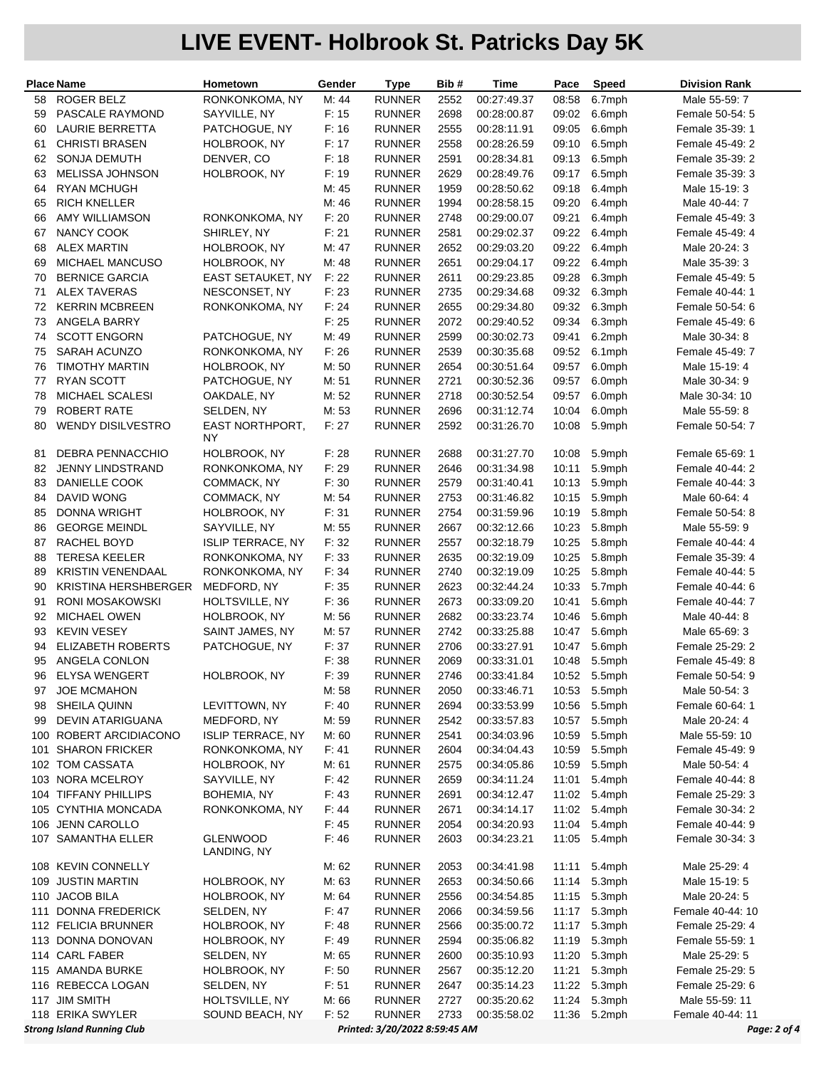# LIVE EVENT- Holbrook St. Patricks Day 5K

| Place | Name | Hometown | Gender | Type | Bib # | Time | Pace | Speed | Division Rank |
|---|---|---|---|---|---|---|---|---|---|
| 58 | ROGER BELZ | RONKONKOMA, NY | M: 44 | RUNNER | 2552 | 00:27:49.37 | 08:58 | 6.7mph | Male 55-59: 7 |
| 59 | PASCALE RAYMOND | SAYVILLE, NY | F: 15 | RUNNER | 2698 | 00:28:00.87 | 09:02 | 6.6mph | Female 50-54: 5 |
| 60 | LAURIE BERRETTA | PATCHOGUE, NY | F: 16 | RUNNER | 2555 | 00:28:11.91 | 09:05 | 6.6mph | Female 35-39: 1 |
| 61 | CHRISTI BRASEN | HOLBROOK, NY | F: 17 | RUNNER | 2558 | 00:28:26.59 | 09:10 | 6.5mph | Female 45-49: 2 |
| 62 | SONJA DEMUTH | DENVER, CO | F: 18 | RUNNER | 2591 | 00:28:34.81 | 09:13 | 6.5mph | Female 35-39: 2 |
| 63 | MELISSA JOHNSON | HOLBROOK, NY | F: 19 | RUNNER | 2629 | 00:28:49.76 | 09:17 | 6.5mph | Female 35-39: 3 |
| 64 | RYAN MCHUGH | | M: 45 | RUNNER | 1959 | 00:28:50.62 | 09:18 | 6.4mph | Male 15-19: 3 |
| 65 | RICH KNELLER | | M: 46 | RUNNER | 1994 | 00:28:58.15 | 09:20 | 6.4mph | Male 40-44: 7 |
| 66 | AMY WILLIAMSON | RONKONKOMA, NY | F: 20 | RUNNER | 2748 | 00:29:00.07 | 09:21 | 6.4mph | Female 45-49: 3 |
| 67 | NANCY COOK | SHIRLEY, NY | F: 21 | RUNNER | 2581 | 00:29:02.37 | 09:22 | 6.4mph | Female 45-49: 4 |
| 68 | ALEX MARTIN | HOLBROOK, NY | M: 47 | RUNNER | 2652 | 00:29:03.20 | 09:22 | 6.4mph | Male 20-24: 3 |
| 69 | MICHAEL MANCUSO | HOLBROOK, NY | M: 48 | RUNNER | 2651 | 00:29:04.17 | 09:22 | 6.4mph | Male 35-39: 3 |
| 70 | BERNICE GARCIA | EAST SETAUKET, NY | F: 22 | RUNNER | 2611 | 00:29:23.85 | 09:28 | 6.3mph | Female 45-49: 5 |
| 71 | ALEX TAVERAS | NESCONSET, NY | F: 23 | RUNNER | 2735 | 00:29:34.68 | 09:32 | 6.3mph | Female 40-44: 1 |
| 72 | KERRIN MCBREEN | RONKONKOMA, NY | F: 24 | RUNNER | 2655 | 00:29:34.80 | 09:32 | 6.3mph | Female 50-54: 6 |
| 73 | ANGELA BARRY | | F: 25 | RUNNER | 2072 | 00:29:40.52 | 09:34 | 6.3mph | Female 45-49: 6 |
| 74 | SCOTT ENGORN | PATCHOGUE, NY | M: 49 | RUNNER | 2599 | 00:30:02.73 | 09:41 | 6.2mph | Male 30-34: 8 |
| 75 | SARAH ACUNZO | RONKONKOMA, NY | F: 26 | RUNNER | 2539 | 00:30:35.68 | 09:52 | 6.1mph | Female 45-49: 7 |
| 76 | TIMOTHY MARTIN | HOLBROOK, NY | M: 50 | RUNNER | 2654 | 00:30:51.64 | 09:57 | 6.0mph | Male 15-19: 4 |
| 77 | RYAN SCOTT | PATCHOGUE, NY | M: 51 | RUNNER | 2721 | 00:30:52.36 | 09:57 | 6.0mph | Male 30-34: 9 |
| 78 | MICHAEL SCALESI | OAKDALE, NY | M: 52 | RUNNER | 2718 | 00:30:52.54 | 09:57 | 6.0mph | Male 30-34: 10 |
| 79 | ROBERT RATE | SELDEN, NY | M: 53 | RUNNER | 2696 | 00:31:12.74 | 10:04 | 6.0mph | Male 55-59: 8 |
| 80 | WENDY DISILVESTRO | EAST NORTHPORT, NY | F: 27 | RUNNER | 2592 | 00:31:26.70 | 10:08 | 5.9mph | Female 50-54: 7 |
| 81 | DEBRA PENNACCHIO | HOLBROOK, NY | F: 28 | RUNNER | 2688 | 00:31:27.70 | 10:08 | 5.9mph | Female 65-69: 1 |
| 82 | JENNY LINDSTRAND | RONKONKOMA, NY | F: 29 | RUNNER | 2646 | 00:31:34.98 | 10:11 | 5.9mph | Female 40-44: 2 |
| 83 | DANIELLE COOK | COMMACK, NY | F: 30 | RUNNER | 2579 | 00:31:40.41 | 10:13 | 5.9mph | Female 40-44: 3 |
| 84 | DAVID WONG | COMMACK, NY | M: 54 | RUNNER | 2753 | 00:31:46.82 | 10:15 | 5.9mph | Male 60-64: 4 |
| 85 | DONNA WRIGHT | HOLBROOK, NY | F: 31 | RUNNER | 2754 | 00:31:59.96 | 10:19 | 5.8mph | Female 50-54: 8 |
| 86 | GEORGE MEINDL | SAYVILLE, NY | M: 55 | RUNNER | 2667 | 00:32:12.66 | 10:23 | 5.8mph | Male 55-59: 9 |
| 87 | RACHEL BOYD | ISLIP TERRACE, NY | F: 32 | RUNNER | 2557 | 00:32:18.79 | 10:25 | 5.8mph | Female 40-44: 4 |
| 88 | TERESA KEELER | RONKONKOMA, NY | F: 33 | RUNNER | 2635 | 00:32:19.09 | 10:25 | 5.8mph | Female 35-39: 4 |
| 89 | KRISTIN VENENDAAL | RONKONKOMA, NY | F: 34 | RUNNER | 2740 | 00:32:19.09 | 10:25 | 5.8mph | Female 40-44: 5 |
| 90 | KRISTINA HERSHBERGER | MEDFORD, NY | F: 35 | RUNNER | 2623 | 00:32:44.24 | 10:33 | 5.7mph | Female 40-44: 6 |
| 91 | RONI MOSAKOWSKI | HOLTSVILLE, NY | F: 36 | RUNNER | 2673 | 00:33:09.20 | 10:41 | 5.6mph | Female 40-44: 7 |
| 92 | MICHAEL OWEN | HOLBROOK, NY | M: 56 | RUNNER | 2682 | 00:33:23.74 | 10:46 | 5.6mph | Male 40-44: 8 |
| 93 | KEVIN VESEY | SAINT JAMES, NY | M: 57 | RUNNER | 2742 | 00:33:25.88 | 10:47 | 5.6mph | Male 65-69: 3 |
| 94 | ELIZABETH ROBERTS | PATCHOGUE, NY | F: 37 | RUNNER | 2706 | 00:33:27.91 | 10:47 | 5.6mph | Female 25-29: 2 |
| 95 | ANGELA CONLON | | F: 38 | RUNNER | 2069 | 00:33:31.01 | 10:48 | 5.5mph | Female 45-49: 8 |
| 96 | ELYSA WENGERT | HOLBROOK, NY | F: 39 | RUNNER | 2746 | 00:33:41.84 | 10:52 | 5.5mph | Female 50-54: 9 |
| 97 | JOE MCMAHON | | M: 58 | RUNNER | 2050 | 00:33:46.71 | 10:53 | 5.5mph | Male 50-54: 3 |
| 98 | SHEILA QUINN | LEVITTOWN, NY | F: 40 | RUNNER | 2694 | 00:33:53.99 | 10:56 | 5.5mph | Female 60-64: 1 |
| 99 | DEVIN ATARIGUANA | MEDFORD, NY | M: 59 | RUNNER | 2542 | 00:33:57.83 | 10:57 | 5.5mph | Male 20-24: 4 |
| 100 | ROBERT ARCIDIACONO | ISLIP TERRACE, NY | M: 60 | RUNNER | 2541 | 00:34:03.96 | 10:59 | 5.5mph | Male 55-59: 10 |
| 101 | SHARON FRICKER | RONKONKOMA, NY | F: 41 | RUNNER | 2604 | 00:34:04.43 | 10:59 | 5.5mph | Female 45-49: 9 |
| 102 | TOM CASSATA | HOLBROOK, NY | M: 61 | RUNNER | 2575 | 00:34:05.86 | 10:59 | 5.5mph | Male 50-54: 4 |
| 103 | NORA MCELROY | SAYVILLE, NY | F: 42 | RUNNER | 2659 | 00:34:11.24 | 11:01 | 5.4mph | Female 40-44: 8 |
| 104 | TIFFANY PHILLIPS | BOHEMIA, NY | F: 43 | RUNNER | 2691 | 00:34:12.47 | 11:02 | 5.4mph | Female 25-29: 3 |
| 105 | CYNTHIA MONCADA | RONKONKOMA, NY | F: 44 | RUNNER | 2671 | 00:34:14.17 | 11:02 | 5.4mph | Female 30-34: 2 |
| 106 | JENN CAROLLO | | F: 45 | RUNNER | 2054 | 00:34:20.93 | 11:04 | 5.4mph | Female 40-44: 9 |
| 107 | SAMANTHA ELLER | GLENWOOD LANDING, NY | F: 46 | RUNNER | 2603 | 00:34:23.21 | 11:05 | 5.4mph | Female 30-34: 3 |
| 108 | KEVIN CONNELLY | | M: 62 | RUNNER | 2053 | 00:34:41.98 | 11:11 | 5.4mph | Male 25-29: 4 |
| 109 | JUSTIN MARTIN | HOLBROOK, NY | M: 63 | RUNNER | 2653 | 00:34:50.66 | 11:14 | 5.3mph | Male 15-19: 5 |
| 110 | JACOB BILA | HOLBROOK, NY | M: 64 | RUNNER | 2556 | 00:34:54.85 | 11:15 | 5.3mph | Male 20-24: 5 |
| 111 | DONNA FREDERICK | SELDEN, NY | F: 47 | RUNNER | 2066 | 00:34:59.56 | 11:17 | 5.3mph | Female 40-44: 10 |
| 112 | FELICIA BRUNNER | HOLBROOK, NY | F: 48 | RUNNER | 2566 | 00:35:00.72 | 11:17 | 5.3mph | Female 25-29: 4 |
| 113 | DONNA DONOVAN | HOLBROOK, NY | F: 49 | RUNNER | 2594 | 00:35:06.82 | 11:19 | 5.3mph | Female 55-59: 1 |
| 114 | CARL FABER | SELDEN, NY | M: 65 | RUNNER | 2600 | 00:35:10.93 | 11:20 | 5.3mph | Male 25-29: 5 |
| 115 | AMANDA BURKE | HOLBROOK, NY | F: 50 | RUNNER | 2567 | 00:35:12.20 | 11:21 | 5.3mph | Female 25-29: 5 |
| 116 | REBECCA LOGAN | SELDEN, NY | F: 51 | RUNNER | 2647 | 00:35:14.23 | 11:22 | 5.3mph | Female 25-29: 6 |
| 117 | JIM SMITH | HOLTSVILLE, NY | M: 66 | RUNNER | 2727 | 00:35:20.62 | 11:24 | 5.3mph | Male 55-59: 11 |
| 118 | ERIKA SWYLER | SOUND BEACH, NY | F: 52 | RUNNER | 2733 | 00:35:58.02 | 11:36 | 5.2mph | Female 40-44: 11 |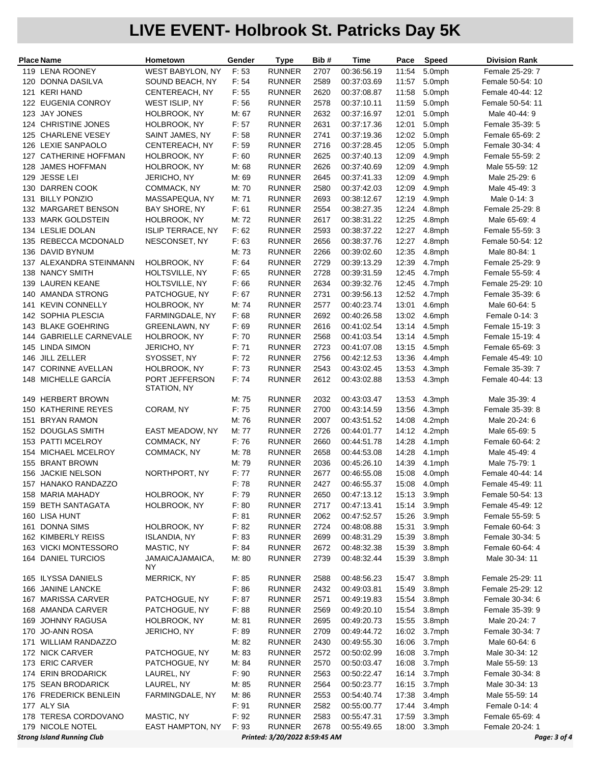# LIVE EVENT- Holbrook St. Patricks Day 5K

| Place | Name | Hometown | Gender | Type | Bib # | Time | Pace | Speed | Division Rank |
|---|---|---|---|---|---|---|---|---|---|
| 119 | LENA ROONEY | WEST BABYLON, NY | F: 53 | RUNNER | 2707 | 00:36:56.19 | 11:54 | 5.0mph | Female 25-29: 7 |
| 120 | DONNA DASILVA | SOUND BEACH, NY | F: 54 | RUNNER | 2589 | 00:37:03.69 | 11:57 | 5.0mph | Female 50-54: 10 |
| 121 | KERI HAND | CENTEREACH, NY | F: 55 | RUNNER | 2620 | 00:37:08.87 | 11:58 | 5.0mph | Female 40-44: 12 |
| 122 | EUGENIA CONROY | WEST ISLIP, NY | F: 56 | RUNNER | 2578 | 00:37:10.11 | 11:59 | 5.0mph | Female 50-54: 11 |
| 123 | JAY JONES | HOLBROOK, NY | M: 67 | RUNNER | 2632 | 00:37:16.97 | 12:01 | 5.0mph | Male 40-44: 9 |
| 124 | CHRISTINE JONES | HOLBROOK, NY | F: 57 | RUNNER | 2631 | 00:37:17.36 | 12:01 | 5.0mph | Female 35-39: 5 |
| 125 | CHARLENE VESEY | SAINT JAMES, NY | F: 58 | RUNNER | 2741 | 00:37:19.36 | 12:02 | 5.0mph | Female 65-69: 2 |
| 126 | LEXIE SANPAOLO | CENTEREACH, NY | F: 59 | RUNNER | 2716 | 00:37:28.45 | 12:05 | 5.0mph | Female 30-34: 4 |
| 127 | CATHERINE HOFFMAN | HOLBROOK, NY | F: 60 | RUNNER | 2625 | 00:37:40.13 | 12:09 | 4.9mph | Female 55-59: 2 |
| 128 | JAMES HOFFMAN | HOLBROOK, NY | M: 68 | RUNNER | 2626 | 00:37:40.69 | 12:09 | 4.9mph | Male 55-59: 12 |
| 129 | JESSE LEI | JERICHO, NY | M: 69 | RUNNER | 2645 | 00:37:41.33 | 12:09 | 4.9mph | Male 25-29: 6 |
| 130 | DARREN COOK | COMMACK, NY | M: 70 | RUNNER | 2580 | 00:37:42.03 | 12:09 | 4.9mph | Male 45-49: 3 |
| 131 | BILLY PONZIO | MASSAPEQUA, NY | M: 71 | RUNNER | 2693 | 00:38:12.67 | 12:19 | 4.9mph | Male 0-14: 3 |
| 132 | MARGARET BENSON | BAY SHORE, NY | F: 61 | RUNNER | 2554 | 00:38:27.35 | 12:24 | 4.8mph | Female 25-29: 8 |
| 133 | MARK GOLDSTEIN | HOLBROOK, NY | M: 72 | RUNNER | 2617 | 00:38:31.22 | 12:25 | 4.8mph | Male 65-69: 4 |
| 134 | LESLIE DOLAN | ISLIP TERRACE, NY | F: 62 | RUNNER | 2593 | 00:38:37.22 | 12:27 | 4.8mph | Female 55-59: 3 |
| 135 | REBECCA MCDONALD | NESCONSET, NY | F: 63 | RUNNER | 2656 | 00:38:37.76 | 12:27 | 4.8mph | Female 50-54: 12 |
| 136 | DAVID BYNUM | | M: 73 | RUNNER | 2266 | 00:39:02.60 | 12:35 | 4.8mph | Male 80-84: 1 |
| 137 | ALEXANDRA STEINMANN | HOLBROOK, NY | F: 64 | RUNNER | 2729 | 00:39:13.29 | 12:39 | 4.7mph | Female 25-29: 9 |
| 138 | NANCY SMITH | HOLTSVILLE, NY | F: 65 | RUNNER | 2728 | 00:39:31.59 | 12:45 | 4.7mph | Female 55-59: 4 |
| 139 | LAUREN KEANE | HOLTSVILLE, NY | F: 66 | RUNNER | 2634 | 00:39:32.76 | 12:45 | 4.7mph | Female 25-29: 10 |
| 140 | AMANDA STRONG | PATCHOGUE, NY | F: 67 | RUNNER | 2731 | 00:39:56.13 | 12:52 | 4.7mph | Female 35-39: 6 |
| 141 | KEVIN CONNELLY | HOLBROOK, NY | M: 74 | RUNNER | 2577 | 00:40:23.74 | 13:01 | 4.6mph | Male 60-64: 5 |
| 142 | SOPHIA PLESCIA | FARMINGDALE, NY | F: 68 | RUNNER | 2692 | 00:40:26.58 | 13:02 | 4.6mph | Female 0-14: 3 |
| 143 | BLAKE GOEHRING | GREENLAWN, NY | F: 69 | RUNNER | 2616 | 00:41:02.54 | 13:14 | 4.5mph | Female 15-19: 3 |
| 144 | GABRIELLE CARNEVALE | HOLBROOK, NY | F: 70 | RUNNER | 2568 | 00:41:03.54 | 13:14 | 4.5mph | Female 15-19: 4 |
| 145 | LINDA SIMON | JERICHO, NY | F: 71 | RUNNER | 2723 | 00:41:07.08 | 13:15 | 4.5mph | Female 65-69: 3 |
| 146 | JILL ZELLER | SYOSSET, NY | F: 72 | RUNNER | 2756 | 00:42:12.53 | 13:36 | 4.4mph | Female 45-49: 10 |
| 147 | CORINNE AVELLAN | HOLBROOK, NY | F: 73 | RUNNER | 2543 | 00:43:02.45 | 13:53 | 4.3mph | Female 35-39: 7 |
| 148 | MICHELLE GARCÍA | PORT JEFFERSON STATION, NY | F: 74 | RUNNER | 2612 | 00:43:02.88 | 13:53 | 4.3mph | Female 40-44: 13 |
| 149 | HERBERT BROWN | | M: 75 | RUNNER | 2032 | 00:43:03.47 | 13:53 | 4.3mph | Male 35-39: 4 |
| 150 | KATHERINE REYES | CORAM, NY | F: 75 | RUNNER | 2700 | 00:43:14.59 | 13:56 | 4.3mph | Female 35-39: 8 |
| 151 | BRYAN RAMON | | M: 76 | RUNNER | 2007 | 00:43:51.52 | 14:08 | 4.2mph | Male 20-24: 6 |
| 152 | DOUGLAS SMITH | EAST MEADOW, NY | M: 77 | RUNNER | 2726 | 00:44:01.77 | 14:12 | 4.2mph | Male 65-69: 5 |
| 153 | PATTI MCELROY | COMMACK, NY | F: 76 | RUNNER | 2660 | 00:44:51.78 | 14:28 | 4.1mph | Female 60-64: 2 |
| 154 | MICHAEL MCELROY | COMMACK, NY | M: 78 | RUNNER | 2658 | 00:44:53.08 | 14:28 | 4.1mph | Male 45-49: 4 |
| 155 | BRANT BROWN | | M: 79 | RUNNER | 2036 | 00:45:26.10 | 14:39 | 4.1mph | Male 75-79: 1 |
| 156 | JACKIE NELSON | NORTHPORT, NY | F: 77 | RUNNER | 2677 | 00:46:55.08 | 15:08 | 4.0mph | Female 40-44: 14 |
| 157 | HANAKO RANDAZZO | | F: 78 | RUNNER | 2427 | 00:46:55.37 | 15:08 | 4.0mph | Female 45-49: 11 |
| 158 | MARIA MAHADY | HOLBROOK, NY | F: 79 | RUNNER | 2650 | 00:47:13.12 | 15:13 | 3.9mph | Female 50-54: 13 |
| 159 | BETH SANTAGATA | HOLBROOK, NY | F: 80 | RUNNER | 2717 | 00:47:13.41 | 15:14 | 3.9mph | Female 45-49: 12 |
| 160 | LISA HUNT | | F: 81 | RUNNER | 2062 | 00:47:52.57 | 15:26 | 3.9mph | Female 55-59: 5 |
| 161 | DONNA SIMS | HOLBROOK, NY | F: 82 | RUNNER | 2724 | 00:48:08.88 | 15:31 | 3.9mph | Female 60-64: 3 |
| 162 | KIMBERLY REISS | ISLANDIA, NY | F: 83 | RUNNER | 2699 | 00:48:31.29 | 15:39 | 3.8mph | Female 30-34: 5 |
| 163 | VICKI MONTESSORO | MASTIC, NY | F: 84 | RUNNER | 2672 | 00:48:32.38 | 15:39 | 3.8mph | Female 60-64: 4 |
| 164 | DANIEL TURCIOS | JAMAICAJAMAICA, NY | M: 80 | RUNNER | 2739 | 00:48:32.44 | 15:39 | 3.8mph | Male 30-34: 11 |
| 165 | ILYSSA DANIELS | MERRICK, NY | F: 85 | RUNNER | 2588 | 00:48:56.23 | 15:47 | 3.8mph | Female 25-29: 11 |
| 166 | JANINE LANCKE | | F: 86 | RUNNER | 2432 | 00:49:03.81 | 15:49 | 3.8mph | Female 25-29: 12 |
| 167 | MARISSA CARVER | PATCHOGUE, NY | F: 87 | RUNNER | 2571 | 00:49:19.83 | 15:54 | 3.8mph | Female 30-34: 6 |
| 168 | AMANDA CARVER | PATCHOGUE, NY | F: 88 | RUNNER | 2569 | 00:49:20.10 | 15:54 | 3.8mph | Female 35-39: 9 |
| 169 | JOHNNY RAGUSA | HOLBROOK, NY | M: 81 | RUNNER | 2695 | 00:49:20.73 | 15:55 | 3.8mph | Male 20-24: 7 |
| 170 | JO-ANN ROSA | JERICHO, NY | F: 89 | RUNNER | 2709 | 00:49:44.72 | 16:02 | 3.7mph | Female 30-34: 7 |
| 171 | WILLIAM RANDAZZO | | M: 82 | RUNNER | 2430 | 00:49:55.30 | 16:06 | 3.7mph | Male 60-64: 6 |
| 172 | NICK CARVER | PATCHOGUE, NY | M: 83 | RUNNER | 2572 | 00:50:02.99 | 16:08 | 3.7mph | Male 30-34: 12 |
| 173 | ERIC CARVER | PATCHOGUE, NY | M: 84 | RUNNER | 2570 | 00:50:03.47 | 16:08 | 3.7mph | Male 55-59: 13 |
| 174 | ERIN BRODARICK | LAUREL, NY | F: 90 | RUNNER | 2563 | 00:50:22.47 | 16:14 | 3.7mph | Female 30-34: 8 |
| 175 | SEAN BRODARICK | LAUREL, NY | M: 85 | RUNNER | 2564 | 00:50:23.77 | 16:15 | 3.7mph | Male 30-34: 13 |
| 176 | FREDERICK BENLEIN | FARMINGDALE, NY | M: 86 | RUNNER | 2553 | 00:54:40.74 | 17:38 | 3.4mph | Male 55-59: 14 |
| 177 | ALY SIA | | F: 91 | RUNNER | 2582 | 00:55:00.77 | 17:44 | 3.4mph | Female 0-14: 4 |
| 178 | TERESA CORDOVANO | MASTIC, NY | F: 92 | RUNNER | 2583 | 00:55:47.31 | 17:59 | 3.3mph | Female 65-69: 4 |
| 179 | NICOLE NOTEL | EAST HAMPTON, NY | F: 93 | RUNNER | 2678 | 00:55:49.65 | 18:00 | 3.3mph | Female 20-24: 1 |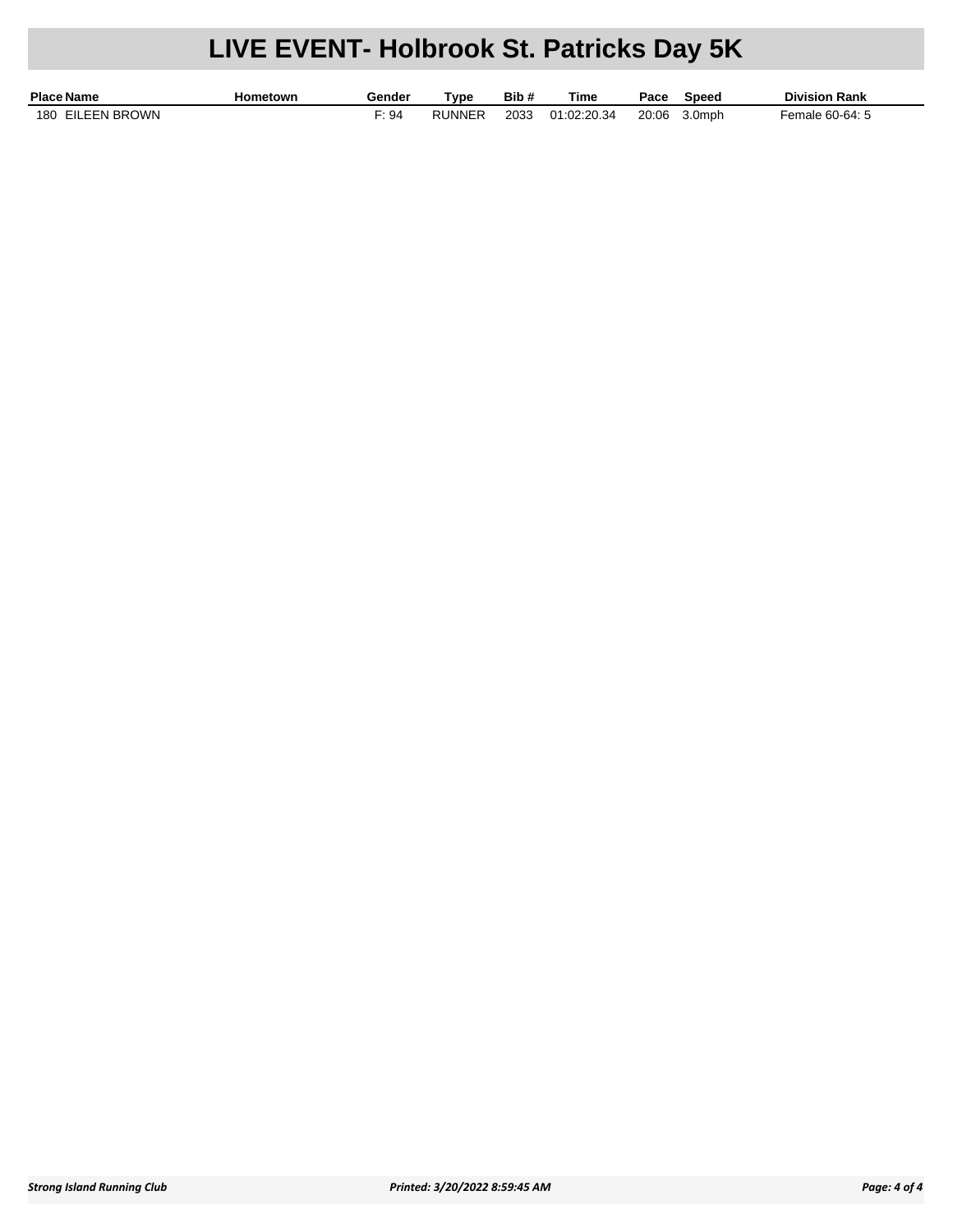# LIVE EVENT- Holbrook St. Patricks Day 5K

| Place | Name | Hometown | Gender | Type | Bib # | Time | Pace | Speed | Division Rank |
|---|---|---|---|---|---|---|---|---|---|
| 180 | EILEEN BROWN | | F: 94 | RUNNER | 2033 | 01:02:20.34 | 20:06 | 3.0mph | Female 60-64: 5 |

*Strong Island Running Club* *Printed: 3/20/2022 8:59:45 AM*